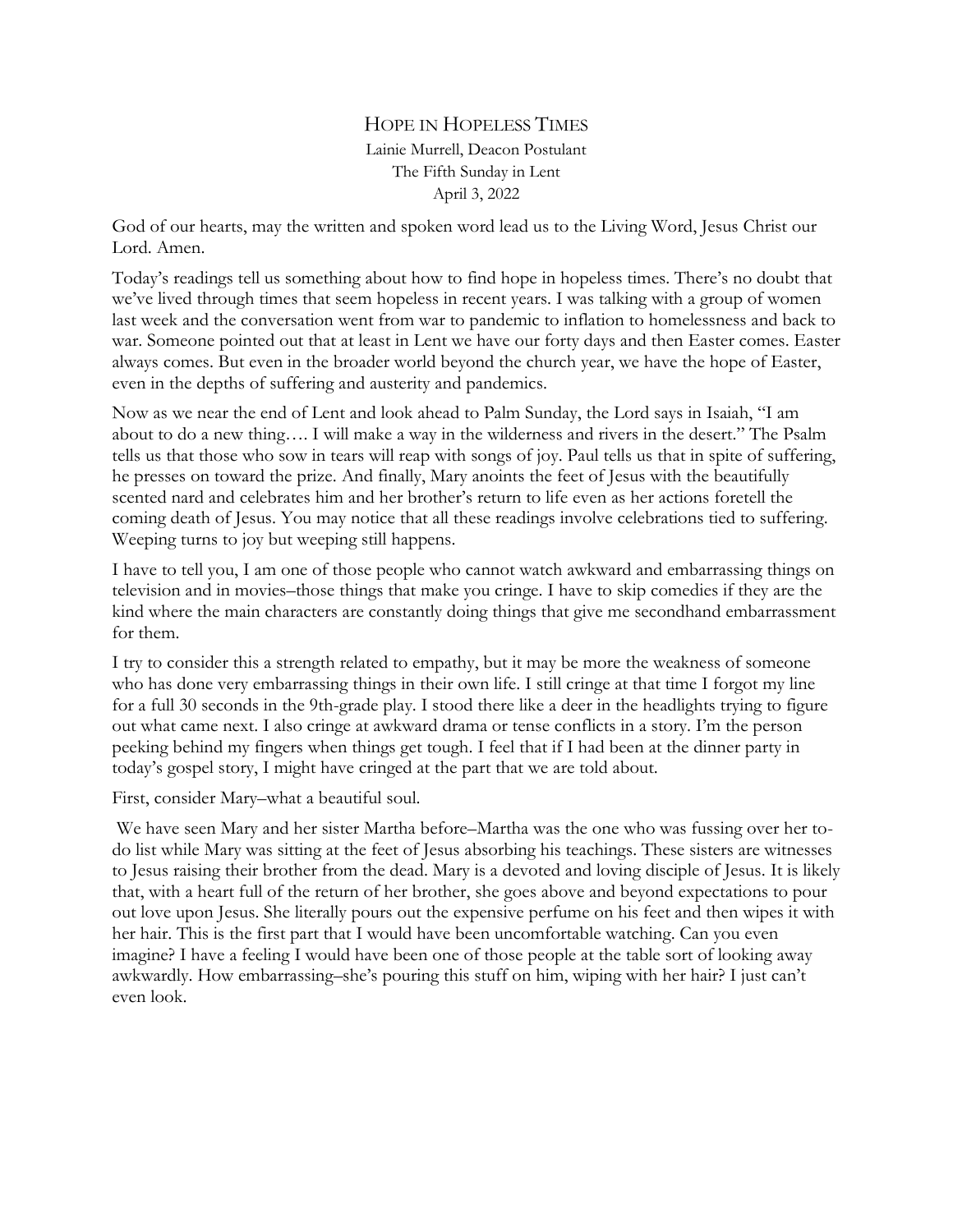# Hope in Hopeless Times

Lainie Murrell, Deacon Postulant
The Fifth Sunday in Lent
April 3, 2022

God of our hearts, may the written and spoken word lead us to the Living Word, Jesus Christ our Lord. Amen.

Today's readings tell us something about how to find hope in hopeless times. There's no doubt that we've lived through times that seem hopeless in recent years. I was talking with a group of women last week and the conversation went from war to pandemic to inflation to homelessness and back to war. Someone pointed out that at least in Lent we have our forty days and then Easter comes. Easter always comes. But even in the broader world beyond the church year, we have the hope of Easter, even in the depths of suffering and austerity and pandemics.

Now as we near the end of Lent and look ahead to Palm Sunday, the Lord says in Isaiah, "I am about to do a new thing…. I will make a way in the wilderness and rivers in the desert." The Psalm tells us that those who sow in tears will reap with songs of joy. Paul tells us that in spite of suffering, he presses on toward the prize. And finally, Mary anoints the feet of Jesus with the beautifully scented nard and celebrates him and her brother's return to life even as her actions foretell the coming death of Jesus. You may notice that all these readings involve celebrations tied to suffering. Weeping turns to joy but weeping still happens.

I have to tell you, I am one of those people who cannot watch awkward and embarrassing things on television and in movies–those things that make you cringe. I have to skip comedies if they are the kind where the main characters are constantly doing things that give me secondhand embarrassment for them.

I try to consider this a strength related to empathy, but it may be more the weakness of someone who has done very embarrassing things in their own life. I still cringe at that time I forgot my line for a full 30 seconds in the 9th-grade play. I stood there like a deer in the headlights trying to figure out what came next. I also cringe at awkward drama or tense conflicts in a story. I'm the person peeking behind my fingers when things get tough. I feel that if I had been at the dinner party in today's gospel story, I might have cringed at the part that we are told about.

First, consider Mary–what a beautiful soul.

We have seen Mary and her sister Martha before–Martha was the one who was fussing over her to-do list while Mary was sitting at the feet of Jesus absorbing his teachings. These sisters are witnesses to Jesus raising their brother from the dead. Mary is a devoted and loving disciple of Jesus. It is likely that, with a heart full of the return of her brother, she goes above and beyond expectations to pour out love upon Jesus. She literally pours out the expensive perfume on his feet and then wipes it with her hair. This is the first part that I would have been uncomfortable watching. Can you even imagine? I have a feeling I would have been one of those people at the table sort of looking away awkwardly. How embarrassing–she's pouring this stuff on him, wiping with her hair? I just can't even look.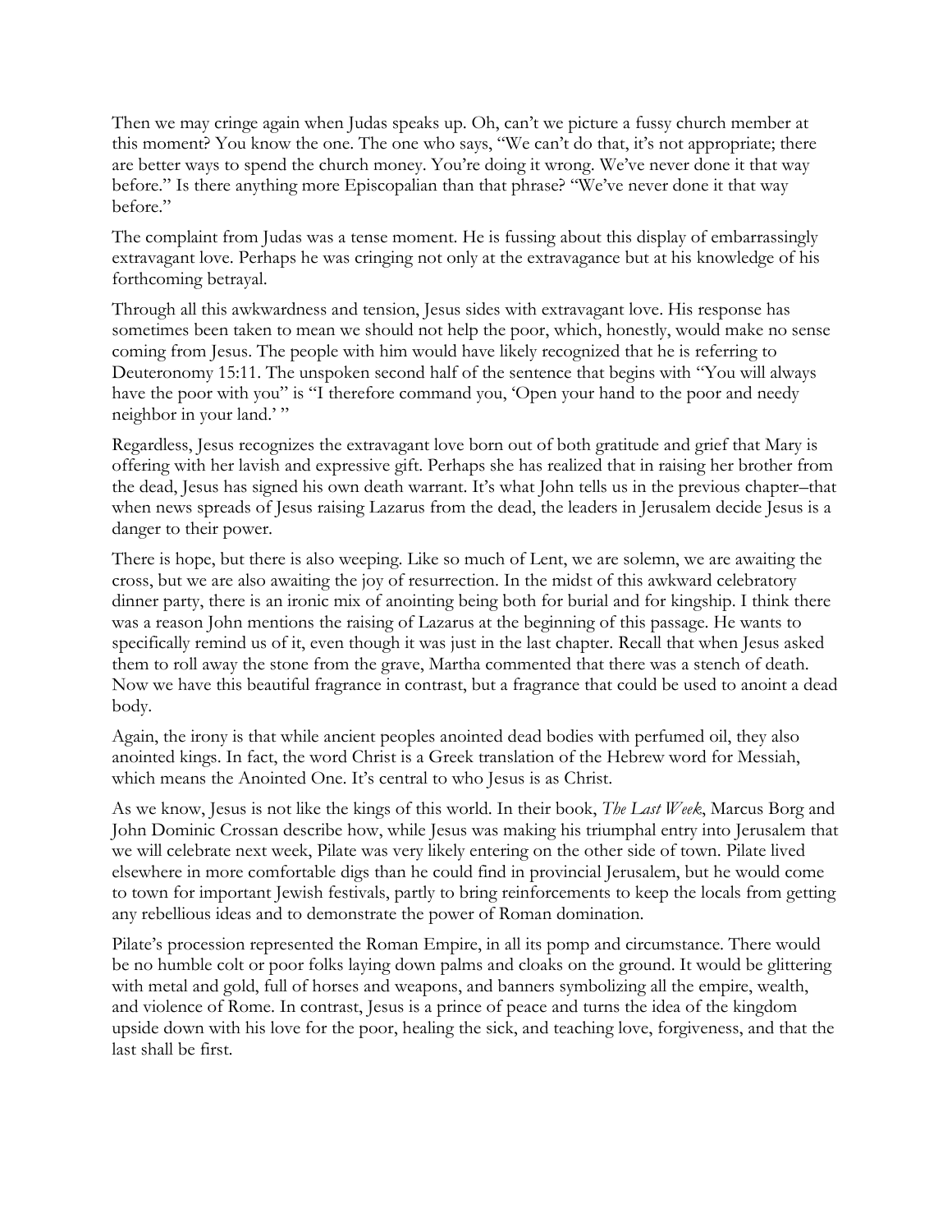Then we may cringe again when Judas speaks up. Oh, can't we picture a fussy church member at this moment? You know the one. The one who says, "We can't do that, it's not appropriate; there are better ways to spend the church money. You're doing it wrong. We've never done it that way before." Is there anything more Episcopalian than that phrase? "We've never done it that way before."

The complaint from Judas was a tense moment. He is fussing about this display of embarrassingly extravagant love. Perhaps he was cringing not only at the extravagance but at his knowledge of his forthcoming betrayal.

Through all this awkwardness and tension, Jesus sides with extravagant love. His response has sometimes been taken to mean we should not help the poor, which, honestly, would make no sense coming from Jesus. The people with him would have likely recognized that he is referring to Deuteronomy 15:11. The unspoken second half of the sentence that begins with "You will always have the poor with you" is "I therefore command you, 'Open your hand to the poor and needy neighbor in your land.' "

Regardless, Jesus recognizes the extravagant love born out of both gratitude and grief that Mary is offering with her lavish and expressive gift. Perhaps she has realized that in raising her brother from the dead, Jesus has signed his own death warrant. It's what John tells us in the previous chapter–that when news spreads of Jesus raising Lazarus from the dead, the leaders in Jerusalem decide Jesus is a danger to their power.

There is hope, but there is also weeping. Like so much of Lent, we are solemn, we are awaiting the cross, but we are also awaiting the joy of resurrection. In the midst of this awkward celebratory dinner party, there is an ironic mix of anointing being both for burial and for kingship. I think there was a reason John mentions the raising of Lazarus at the beginning of this passage. He wants to specifically remind us of it, even though it was just in the last chapter. Recall that when Jesus asked them to roll away the stone from the grave, Martha commented that there was a stench of death. Now we have this beautiful fragrance in contrast, but a fragrance that could be used to anoint a dead body.

Again, the irony is that while ancient peoples anointed dead bodies with perfumed oil, they also anointed kings. In fact, the word Christ is a Greek translation of the Hebrew word for Messiah, which means the Anointed One. It's central to who Jesus is as Christ.

As we know, Jesus is not like the kings of this world. In their book, *The Last Week*, Marcus Borg and John Dominic Crossan describe how, while Jesus was making his triumphal entry into Jerusalem that we will celebrate next week, Pilate was very likely entering on the other side of town. Pilate lived elsewhere in more comfortable digs than he could find in provincial Jerusalem, but he would come to town for important Jewish festivals, partly to bring reinforcements to keep the locals from getting any rebellious ideas and to demonstrate the power of Roman domination.

Pilate's procession represented the Roman Empire, in all its pomp and circumstance. There would be no humble colt or poor folks laying down palms and cloaks on the ground. It would be glittering with metal and gold, full of horses and weapons, and banners symbolizing all the empire, wealth, and violence of Rome. In contrast, Jesus is a prince of peace and turns the idea of the kingdom upside down with his love for the poor, healing the sick, and teaching love, forgiveness, and that the last shall be first.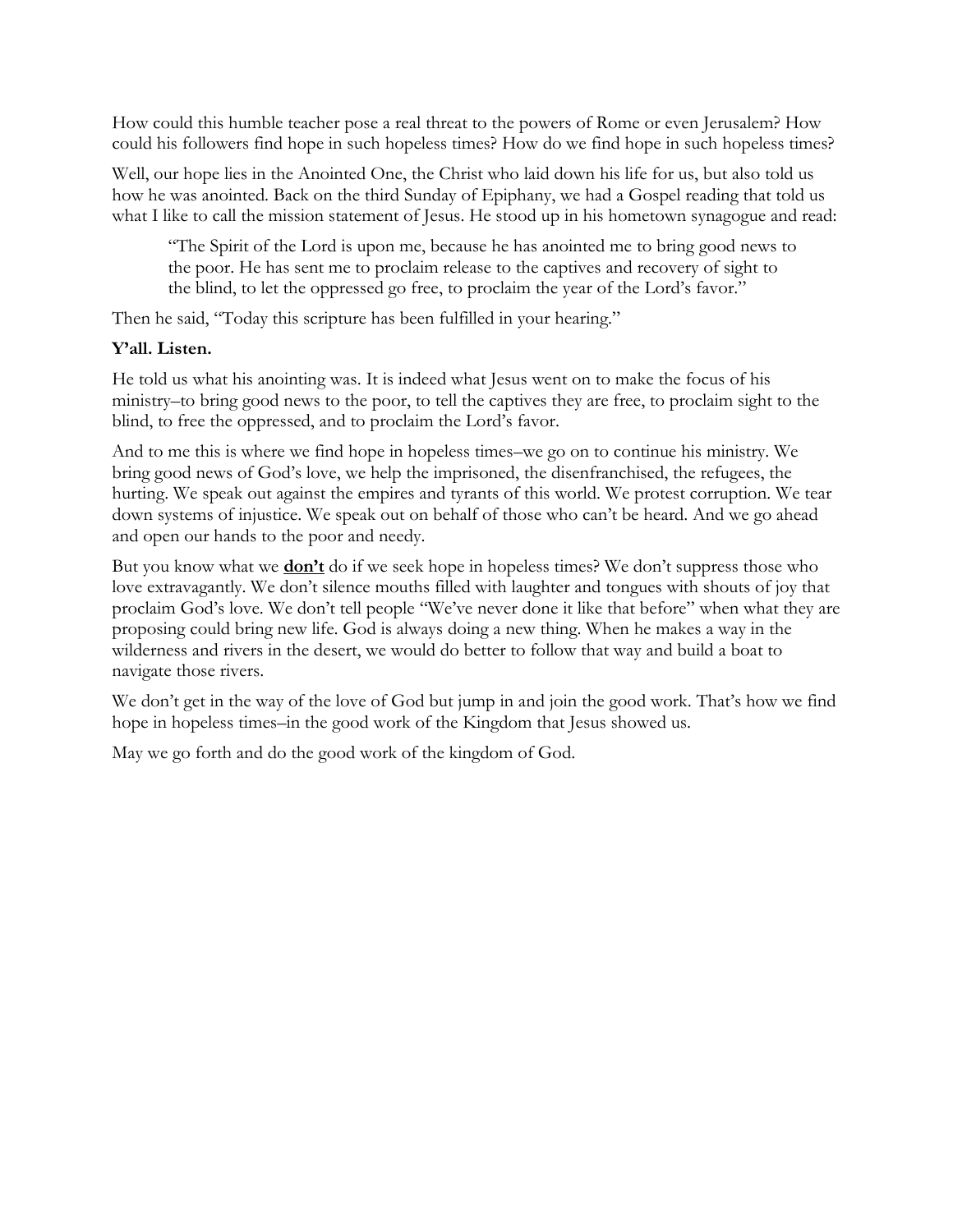How could this humble teacher pose a real threat to the powers of Rome or even Jerusalem? How could his followers find hope in such hopeless times? How do we find hope in such hopeless times?

Well, our hope lies in the Anointed One, the Christ who laid down his life for us, but also told us how he was anointed. Back on the third Sunday of Epiphany, we had a Gospel reading that told us what I like to call the mission statement of Jesus. He stood up in his hometown synagogue and read:

> "The Spirit of the Lord is upon me, because he has anointed me to bring good news to the poor. He has sent me to proclaim release to the captives and recovery of sight to the blind, to let the oppressed go free, to proclaim the year of the Lord's favor."

Then he said, "Today this scripture has been fulfilled in your hearing."

**Y'all. Listen.**

He told us what his anointing was. It is indeed what Jesus went on to make the focus of his ministry–to bring good news to the poor, to tell the captives they are free, to proclaim sight to the blind, to free the oppressed, and to proclaim the Lord's favor.

And to me this is where we find hope in hopeless times–we go on to continue his ministry. We bring good news of God's love, we help the imprisoned, the disenfranchised, the refugees, the hurting. We speak out against the empires and tyrants of this world. We protest corruption. We tear down systems of injustice. We speak out on behalf of those who can't be heard. And we go ahead and open our hands to the poor and needy.

But you know what we <u>**don't**</u> do if we seek hope in hopeless times? We don't suppress those who love extravagantly. We don't silence mouths filled with laughter and tongues with shouts of joy that proclaim God's love. We don't tell people "We've never done it like that before" when what they are proposing could bring new life. God is always doing a new thing. When he makes a way in the wilderness and rivers in the desert, we would do better to follow that way and build a boat to navigate those rivers.

We don't get in the way of the love of God but jump in and join the good work. That's how we find hope in hopeless times–in the good work of the Kingdom that Jesus showed us.

May we go forth and do the good work of the kingdom of God.